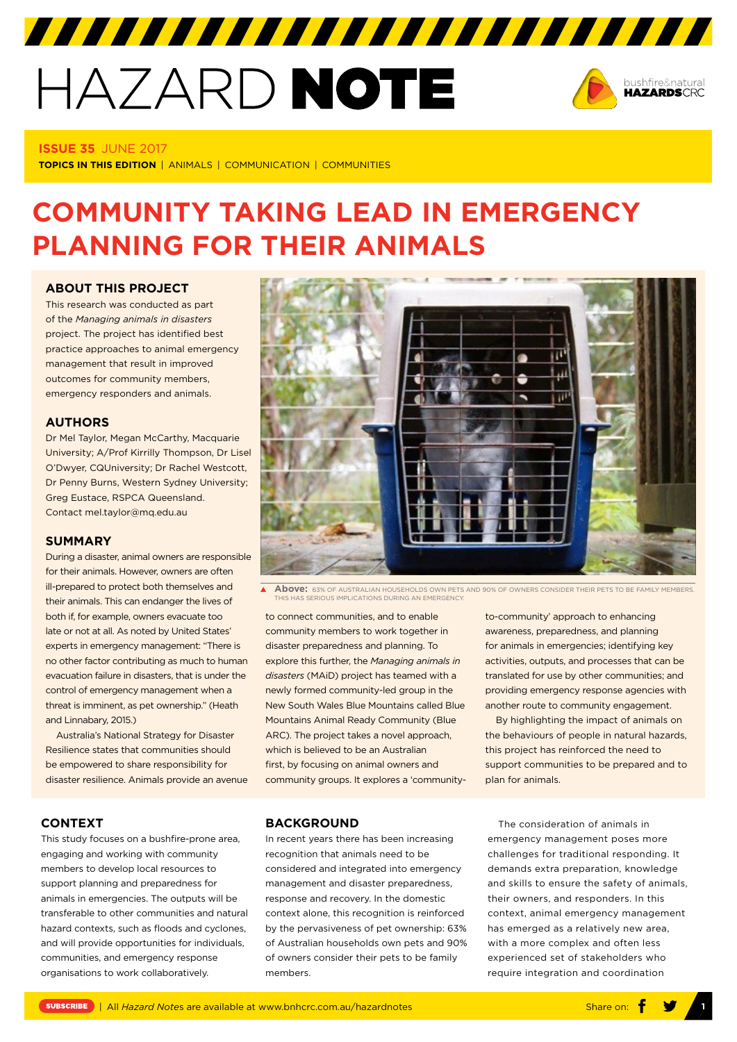# HAZARD NOTE

**ISSUE 35** JUNE 2017

**TOPICS IN THIS EDITION** | ANIMALS | COMMUNICATION | COMMUNITIES

# COMMUNITY TAKING LEAD IN EMERGENCY PLANNING FOR THEIR ANIMALS

## ABOUT THIS PROJECT

This research was conducted as part of the *Managing animals in disasters* project. The project has identified best practice approaches to animal emergency management that result in improved outcomes for community members, emergency responders and animals.

## AUTHORS

Dr Mel Taylor, Megan McCarthy, Macquarie University; A/Prof Kirrilly Thompson, Dr Lisel O'Dwyer, CQUniversity; Dr Rachel Westcott, Dr Penny Burns, Western Sydney University; Greg Eustace, RSPCA Queensland. Contact mel.taylor@mq.edu.au

## SUMMARY

During a disaster, animal owners are responsible for their animals. However, owners are often ill-prepared to protect both themselves and their animals. This can endanger the lives of both if, for example, owners evacuate too late or not at all. As noted by United States' experts in emergency management: "There is no other factor contributing as much to human evacuation failure in disasters, that is under the control of emergency management when a threat is imminent, as pet ownership." (Heath and Linnabary, 2015.)

Australia's National Strategy for Disaster Resilience states that communities should be empowered to share responsibility for disaster resilience. Animals provide an avenue to connect communities, and to enable community members to work together in disaster preparedness and planning. To explore this further, the *Managing animals in disasters* (MAiD) project has teamed with a newly formed community-led group in the New South Wales Blue Mountains called Blue Mountains Animal Ready Community (Blue ARC). The project takes a novel approach, which is believed to be an Australian first, by focusing on animal owners and community groups. It explores a 'community-to-community' approach to enhancing awareness, preparedness, and planning for animals in emergencies; identifying key activities, outputs, and processes that can be translated for use by other communities; and providing emergency response agencies with another route to community engagement.

By highlighting the impact of animals on the behaviours of people in natural hazards, this project has reinforced the need to support communities to be prepared and to plan for animals.

**Above:** 63% OF AUSTRALIAN HOUSEHOLDS OWN PETS AND 90% OF OWNERS CONSIDER THEIR PETS TO BE FAMILY MEMBERS. THIS HAS SERIOUS IMPLICATIONS DURING AN EMERGENCY.

## CONTEXT

This study focuses on a bushfire-prone area, engaging and working with community members to develop local resources to support planning and preparedness for animals in emergencies. The outputs will be transferable to other communities and natural hazard contexts, such as floods and cyclones, and will provide opportunities for individuals, communities, and emergency response organisations to work collaboratively.

## BACKGROUND

In recent years there has been increasing recognition that animals need to be considered and integrated into emergency management and disaster preparedness, response and recovery. In the domestic context alone, this recognition is reinforced by the pervasiveness of pet ownership: 63% of Australian households own pets and 90% of owners consider their pets to be family members.

The consideration of animals in emergency management poses more challenges for traditional responding. It demands extra preparation, knowledge and skills to ensure the safety of animals, their owners, and responders. In this context, animal emergency management has emerged as a relatively new area, with a more complex and often less experienced set of stakeholders who require integration and coordination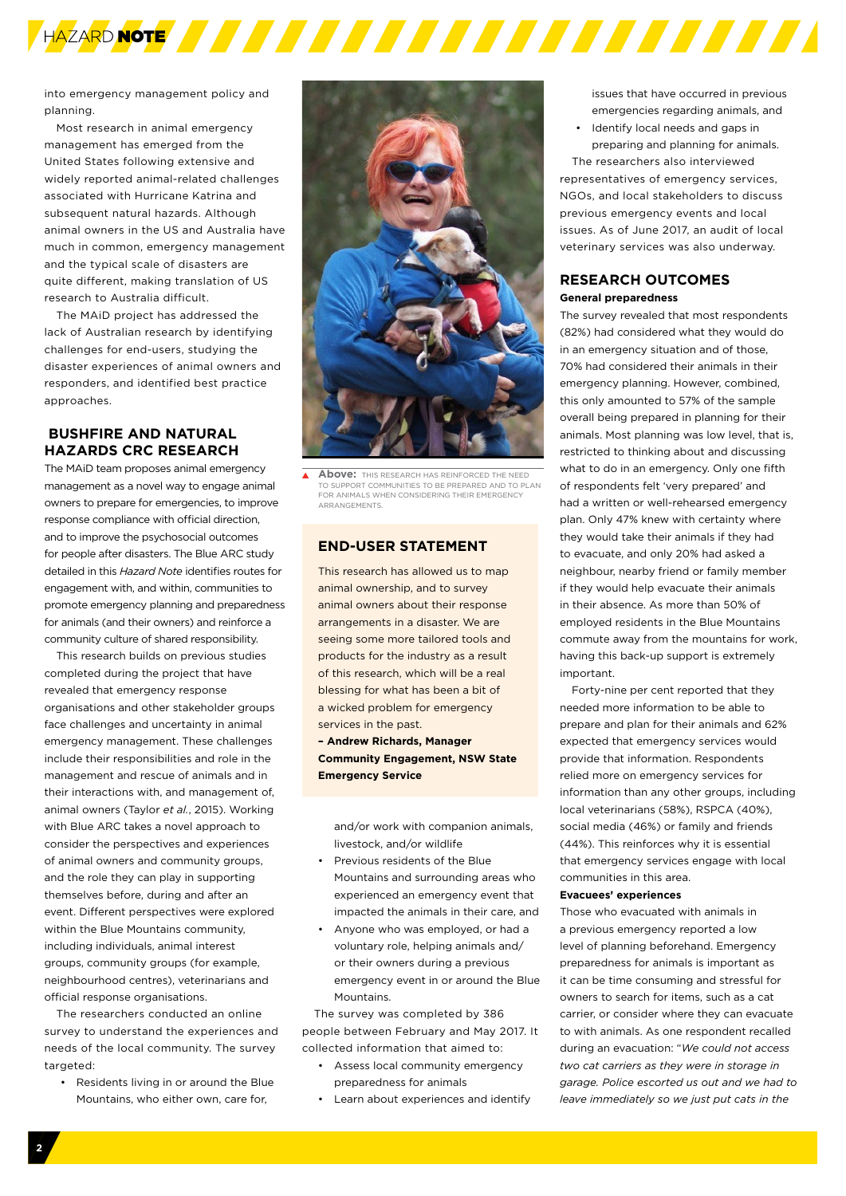into emergency management policy and planning.

Most research in animal emergency management has emerged from the United States following extensive and widely reported animal-related challenges associated with Hurricane Katrina and subsequent natural hazards. Although animal owners in the US and Australia have much in common, emergency management and the typical scale of disasters are quite different, making translation of US research to Australia difficult.

The MAiD project has addressed the lack of Australian research by identifying challenges for end-users, studying the disaster experiences of animal owners and responders, and identified best practice approaches.

## BUSHFIRE AND NATURAL HAZARDS CRC RESEARCH

The MAiD team proposes animal emergency management as a novel way to engage animal owners to prepare for emergencies, to improve response compliance with official direction, and to improve the psychosocial outcomes for people after disasters. The Blue ARC study detailed in this *Hazard Note* identifies routes for engagement with, and within, communities to promote emergency planning and preparedness for animals (and their owners) and reinforce a community culture of shared responsibility.

This research builds on previous studies completed during the project that have revealed that emergency response organisations and other stakeholder groups face challenges and uncertainty in animal emergency management. These challenges include their responsibilities and role in the management and rescue of animals and in their interactions with, and management of, animal owners (Taylor *et al.*, 2015). Working with Blue ARC takes a novel approach to consider the perspectives and experiences of animal owners and community groups, and the role they can play in supporting themselves before, during and after an event. Different perspectives were explored within the Blue Mountains community, including individuals, animal interest groups, community groups (for example, neighbourhood centres), veterinarians and official response organisations.

The researchers conducted an online survey to understand the experiences and needs of the local community. The survey targeted:

- Residents living in or around the Blue Mountains, who either own, care for, and/or work with companion animals, livestock, and/or wildlife
- Previous residents of the Blue Mountains and surrounding areas who experienced an emergency event that impacted the animals in their care, and
- Anyone who was employed, or had a voluntary role, helping animals and/or their owners during a previous emergency event in or around the Blue Mountains.

The survey was completed by 386 people between February and May 2017. It collected information that aimed to:

- Assess local community emergency preparedness for animals
- Learn about experiences and identify issues that have occurred in previous emergencies regarding animals, and
- Identify local needs and gaps in preparing and planning for animals.

The researchers also interviewed representatives of emergency services, NGOs, and local stakeholders to discuss previous emergency events and local issues. As of June 2017, an audit of local veterinary services was also underway.

**Above:** THIS RESEARCH HAS REINFORCED THE NEED TO SUPPORT COMMUNITIES TO BE PREPARED AND TO PLAN FOR ANIMALS WHEN CONSIDERING THEIR EMERGENCY ARRANGEMENTS.

### END-USER STATEMENT

This research has allowed us to map animal ownership, and to survey animal owners about their response arrangements in a disaster. We are seeing some more tailored tools and products for the industry as a result of this research, which will be a real blessing for what has been a bit of a wicked problem for emergency services in the past.

**– Andrew Richards, Manager Community Engagement, NSW State Emergency Service**

## RESEARCH OUTCOMES

### General preparedness

The survey revealed that most respondents (82%) had considered what they would do in an emergency situation and of those, 70% had considered their animals in their emergency planning. However, combined, this only amounted to 57% of the sample overall being prepared in planning for their animals. Most planning was low level, that is, restricted to thinking about and discussing what to do in an emergency. Only one fifth of respondents felt 'very prepared' and had a written or well-rehearsed emergency plan. Only 47% knew with certainty where they would take their animals if they had to evacuate, and only 20% had asked a neighbour, nearby friend or family member if they would help evacuate their animals in their absence. As more than 50% of employed residents in the Blue Mountains commute away from the mountains for work, having this back-up support is extremely important.

Forty-nine per cent reported that they needed more information to be able to prepare and plan for their animals and 62% expected that emergency services would provide that information. Respondents relied more on emergency services for information than any other groups, including local veterinarians (58%), RSPCA (40%), social media (46%) or family and friends (44%). This reinforces why it is essential that emergency services engage with local communities in this area.

### Evacuees' experiences

Those who evacuated with animals in a previous emergency reported a low level of planning beforehand. Emergency preparedness for animals is important as it can be time consuming and stressful for owners to search for items, such as a cat carrier, or consider where they can evacuate to with animals. As one respondent recalled during an evacuation: "*We could not access two cat carriers as they were in storage in garage. Police escorted us out and we had to leave immediately so we just put cats in the*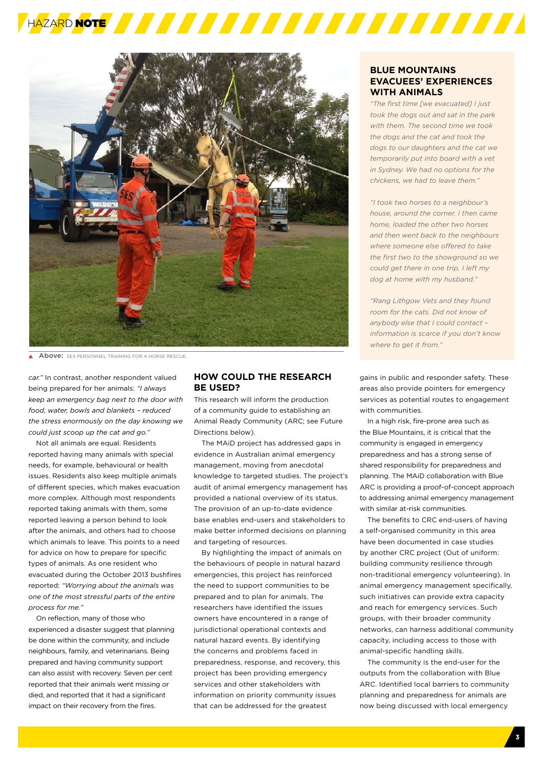Above: SES PERSONNEL TRAINING FOR A HORSE RESCUE.

## BLUE MOUNTAINS EVACUEES' EXPERIENCES WITH ANIMALS

*"The first time [we evacuated] I just took the dogs out and sat in the park with them. The second time we took the dogs and the cat and took the dogs to our daughters and the cat we temporarily put into board with a vet in Sydney. We had no options for the chickens, we had to leave them."*

*"I took two horses to a neighbour's house, around the corner. I then came home, loaded the other two horses and then went back to the neighbours where someone else offered to take the first two to the showground so we could get there in one trip. I left my dog at home with my husband."*

*"Rang Lithgow Vets and they found room for the cats. Did not know of anybody else that I could contact – information is scarce if you don't know where to get it from."*

*car."* In contrast, another respondent valued being prepared for her animals: *"I always keep an emergency bag next to the door with food, water, bowls and blankets – reduced the stress enormously on the day knowing we could just scoop up the cat and go."*

Not all animals are equal. Residents reported having many animals with special needs, for example, behavioural or health issues. Residents also keep multiple animals of different species, which makes evacuation more complex. Although most respondents reported taking animals with them, some reported leaving a person behind to look after the animals, and others had to choose which animals to leave. This points to a need for advice on how to prepare for specific types of animals. As one resident who evacuated during the October 2013 bushfires reported: *"Worrying about the animals was one of the most stressful parts of the entire process for me."*

On reflection, many of those who experienced a disaster suggest that planning be done within the community, and include neighbours, family, and veterinarians. Being prepared and having community support can also assist with recovery. Seven per cent reported that their animals went missing or died, and reported that it had a significant impact on their recovery from the fires.

## HOW COULD THE RESEARCH BE USED?

This research will inform the production of a community guide to establishing an Animal Ready Community (ARC; see Future Directions below).

The MAiD project has addressed gaps in evidence in Australian animal emergency management, moving from anecdotal knowledge to targeted studies. The project's audit of animal emergency management has provided a national overview of its status. The provision of an up-to-date evidence base enables end-users and stakeholders to make better informed decisions on planning and targeting of resources.

By highlighting the impact of animals on the behaviours of people in natural hazard emergencies, this project has reinforced the need to support communities to be prepared and to plan for animals. The researchers have identified the issues owners have encountered in a range of jurisdictional operational contexts and natural hazard events. By identifying the concerns and problems faced in preparedness, response, and recovery, this project has been providing emergency services and other stakeholders with information on priority community issues that can be addressed for the greatest gains in public and responder safety. These areas also provide pointers for emergency services as potential routes to engagement with communities.

In a high risk, fire-prone area such as the Blue Mountains, it is critical that the community is engaged in emergency preparedness and has a strong sense of shared responsibility for preparedness and planning. The MAiD collaboration with Blue ARC is providing a proof-of-concept approach to addressing animal emergency management with similar at-risk communities.

The benefits to CRC end-users of having a self-organised community in this area have been documented in case studies by another CRC project (Out of uniform: building community resilience through non-traditional emergency volunteering). In animal emergency management specifically, such initiatives can provide extra capacity and reach for emergency services. Such groups, with their broader community networks, can harness additional community capacity, including access to those with animal-specific handling skills.

The community is the end-user for the outputs from the collaboration with Blue ARC. Identified local barriers to community planning and preparedness for animals are now being discussed with local emergency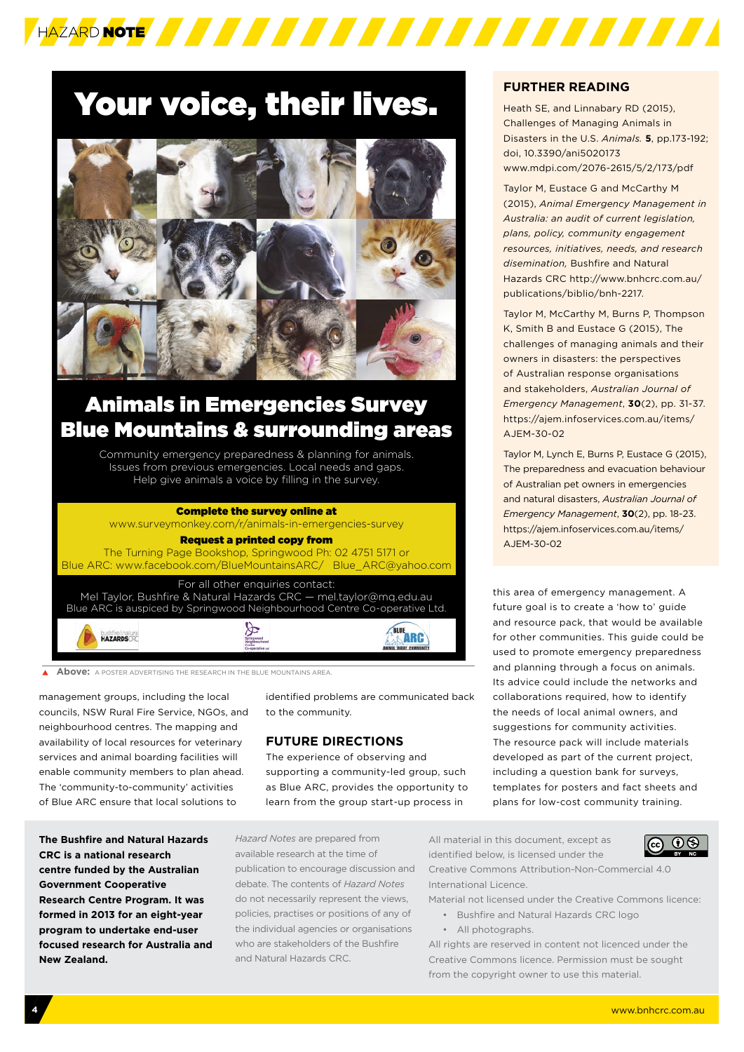# Your voice, their lives.

## Animals in Emergencies Survey Blue Mountains & surrounding areas

Community emergency preparedness & planning for animals. Issues from previous emergencies. Local needs and gaps. Help give animals a voice by filling in the survey.

**Complete the survey online at**
www.surveymonkey.com/r/animals-in-emergencies-survey

**Request a printed copy from**
The Turning Page Bookshop, Springwood Ph: 02 4751 5171 or
Blue ARC: www.facebook.com/BlueMountainsARC/ Blue_ARC@yahoo.com

For all other enquiries contact:
Mel Taylor, Bushfire & Natural Hazards CRC — mel.taylor@mq.edu.au
Blue ARC is auspiced by Springwood Neighbourhood Centre Co-operative Ltd.

**Above:** A POSTER ADVERTISING THE RESEARCH IN THE BLUE MOUNTAINS AREA.

management groups, including the local councils, NSW Rural Fire Service, NGOs, and neighbourhood centres. The mapping and availability of local resources for veterinary services and animal boarding facilities will enable community members to plan ahead. The 'community-to-community' activities of Blue ARC ensure that local solutions to identified problems are communicated back to the community.

## FUTURE DIRECTIONS

The experience of observing and supporting a community-led group, such as Blue ARC, provides the opportunity to learn from the group start-up process in this area of emergency management. A future goal is to create a 'how to' guide and resource pack, that would be available for other communities. This guide could be used to promote emergency preparedness and planning through a focus on animals. Its advice could include the networks and collaborations required, how to identify the needs of local animal owners, and suggestions for community activities. The resource pack will include materials developed as part of the current project, including a question bank for surveys, templates for posters and fact sheets and plans for low-cost community training.

## FURTHER READING

Heath SE, and Linnabary RD (2015), Challenges of Managing Animals in Disasters in the U.S. *Animals.* **5**, pp.173-192; doi, 10.3390/ani5020173 www.mdpi.com/2076-2615/5/2/173/pdf

Taylor M, Eustace G and McCarthy M (2015), *Animal Emergency Management in Australia: an audit of current legislation, plans, policy, community engagement resources, initiatives, needs, and research disemination,* Bushfire and Natural Hazards CRC http://www.bnhcrc.com.au/publications/biblio/bnh-2217.

Taylor M, McCarthy M, Burns P, Thompson K, Smith B and Eustace G (2015), The challenges of managing animals and their owners in disasters: the perspectives of Australian response organisations and stakeholders, *Australian Journal of Emergency Management*, **30**(2), pp. 31-37. https://ajem.infoservices.com.au/items/AJEM-30-02

Taylor M, Lynch E, Burns P, Eustace G (2015), The preparedness and evacuation behaviour of Australian pet owners in emergencies and natural disasters, *Australian Journal of Emergency Management*, **30**(2), pp. 18-23. https://ajem.infoservices.com.au/items/AJEM-30-02

**The Bushfire and Natural Hazards CRC is a national research centre funded by the Australian Government Cooperative Research Centre Program. It was formed in 2013 for an eight-year program to undertake end-user focused research for Australia and New Zealand.**

*Hazard Notes* are prepared from available research at the time of publication to encourage discussion and debate. The contents of *Hazard Notes* do not necessarily represent the views, policies, practises or positions of any of the individual agencies or organisations who are stakeholders of the Bushfire and Natural Hazards CRC.

All material in this document, except as identified below, is licensed under the Creative Commons Attribution-Non-Commercial 4.0 International Licence.

Material not licensed under the Creative Commons licence:

- Bushfire and Natural Hazards CRC logo
- All photographs.

All rights are reserved in content not licenced under the Creative Commons licence. Permission must be sought from the copyright owner to use this material.